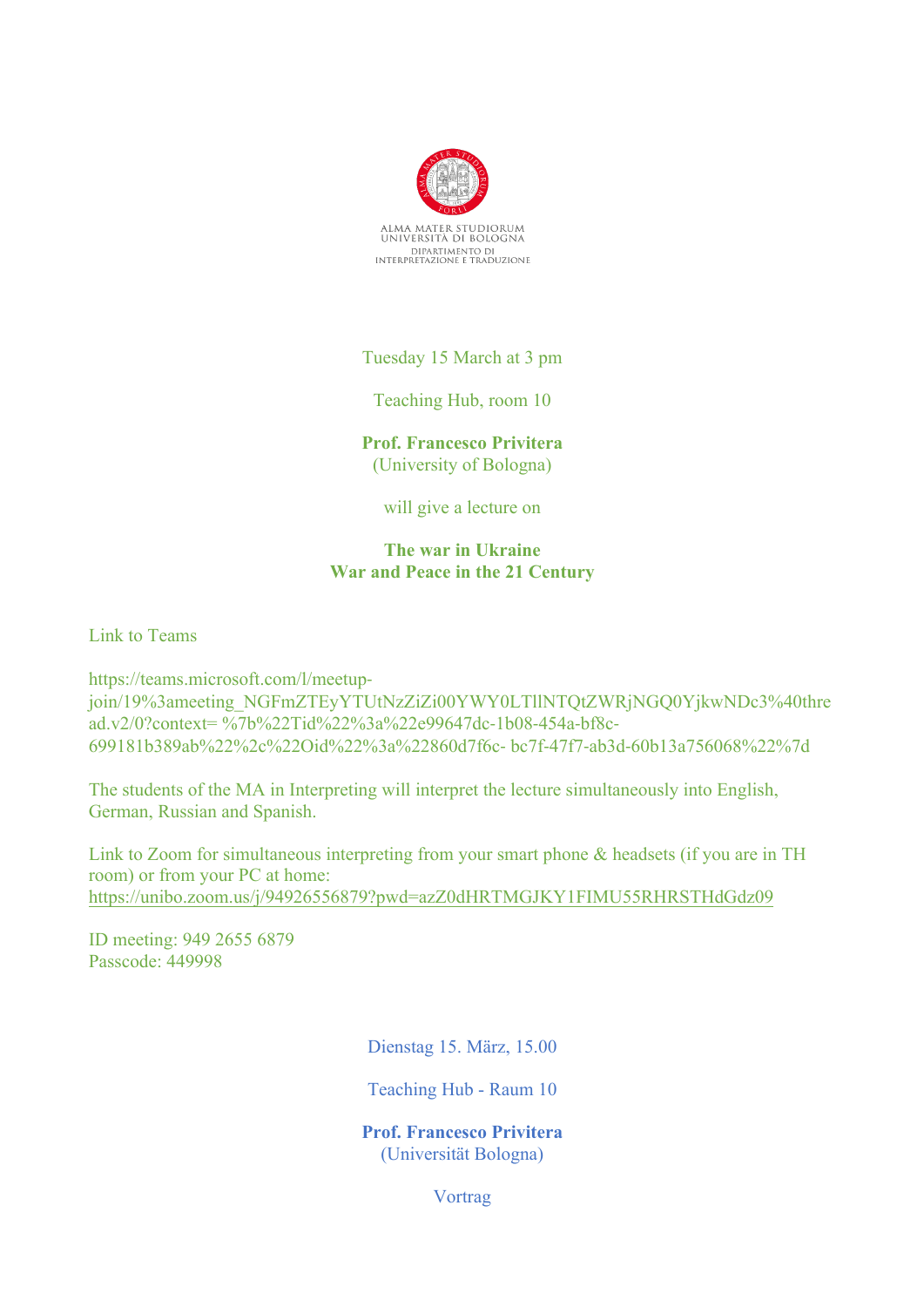ALMA MATER STUDIORUM
UNIVERSITÀ DI BOLOGNA
DIPARTIMENTO DI
INTERPRETAZIONE E TRADUZIONE

Tuesday 15 March at 3 pm

Teaching Hub, room 10

**Prof. Francesco Privitera**
(University of Bologna)

will give a lecture on

**The war in Ukraine**
**War and Peace in the 21 Century**

Link to Teams

https://teams.microsoft.com/l/meetup-join/19%3ameeting_NGFmZTEyYTUtNzZiZi00YWY0LTllNTQtZWRjNGQ0YjkwNDc3%40thread.v2/0?context= %7b%22Tid%22%3a%22e99647dc-1b08-454a-bf8c-699181b389ab%22%2c%22Oid%22%3a%22860d7f6c- bc7f-47f7-ab3d-60b13a756068%22%7d

The students of the MA in Interpreting will interpret the lecture simultaneously into English, German, Russian and Spanish.

Link to Zoom for simultaneous interpreting from your smart phone & headsets (if you are in TH room) or from your PC at home:
https://unibo.zoom.us/j/94926556879?pwd=azZ0dHRTMGJKY1FIMU55RHRSTHdGdz09

ID meeting: 949 2655 6879
Passcode: 449998

Dienstag 15. März, 15.00

Teaching Hub - Raum 10

**Prof. Francesco Privitera**
(Universität Bologna)

Vortrag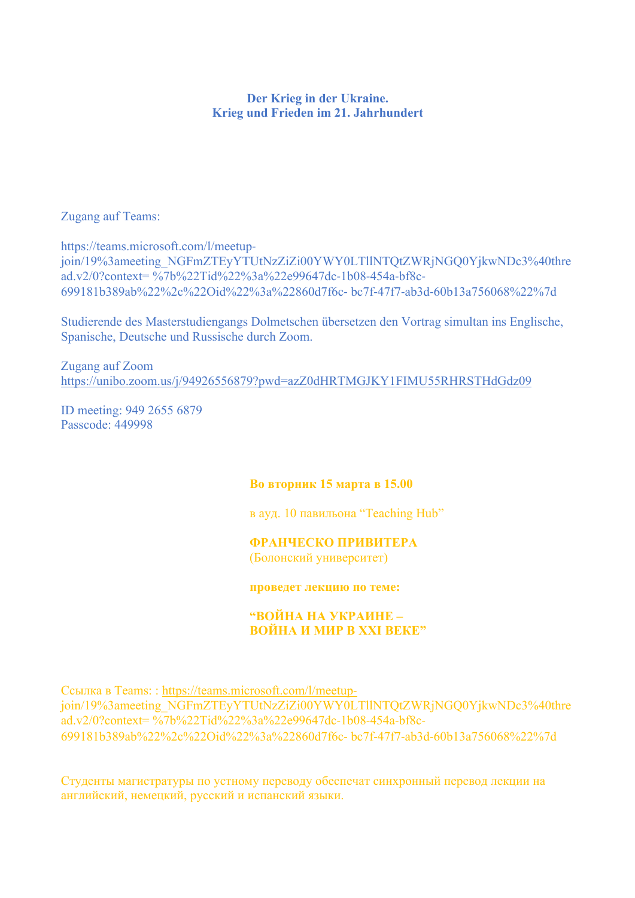**Der Krieg in der Ukraine.**
**Krieg und Frieden im 21. Jahrhundert**

Zugang auf Teams:

https://teams.microsoft.com/l/meetup-join/19%3ameeting_NGFmZTEyYTUtNzZiZi00YWY0LTllNTQtZWRjNGQ0YjkwNDc3%40thread.v2/0?context= %7b%22Tid%22%3a%22e99647dc-1b08-454a-bf8c-699181b389ab%22%2c%22Oid%22%3a%22860d7f6c- bc7f-47f7-ab3d-60b13a756068%22%7d

Studierende des Masterstudiengangs Dolmetschen übersetzen den Vortrag simultan ins Englische, Spanische, Deutsche und Russische durch Zoom.

Zugang auf Zoom
https://unibo.zoom.us/j/94926556879?pwd=azZ0dHRTMGJKY1FIMU55RHRSTHdGdz09

ID meeting: 949 2655 6879
Passcode: 449998

**Во вторник 15 марта в 15.00**

в ауд. 10 павильона "Teaching Hub"

**ФРАНЧЕСКО ПРИВИТЕРА**
(Болонский университет)

**проведет лекцию по теме:**

**"ВОЙНА НА УКРАИНЕ –**
**ВОЙНА И МИР В XXI ВЕКЕ"**

Ссылка в Teams: : https://teams.microsoft.com/l/meetup-join/19%3ameeting_NGFmZTEyYTUtNzZiZi00YWY0LTllNTQtZWRjNGQ0YjkwNDc3%40thread.v2/0?context= %7b%22Tid%22%3a%22e99647dc-1b08-454a-bf8c-699181b389ab%22%2c%22Oid%22%3a%22860d7f6c- bc7f-47f7-ab3d-60b13a756068%22%7d

Студенты магистратуры по устному переводу обеспечат синхронный перевод лекции на английский, немецкий, русский и испанский языки.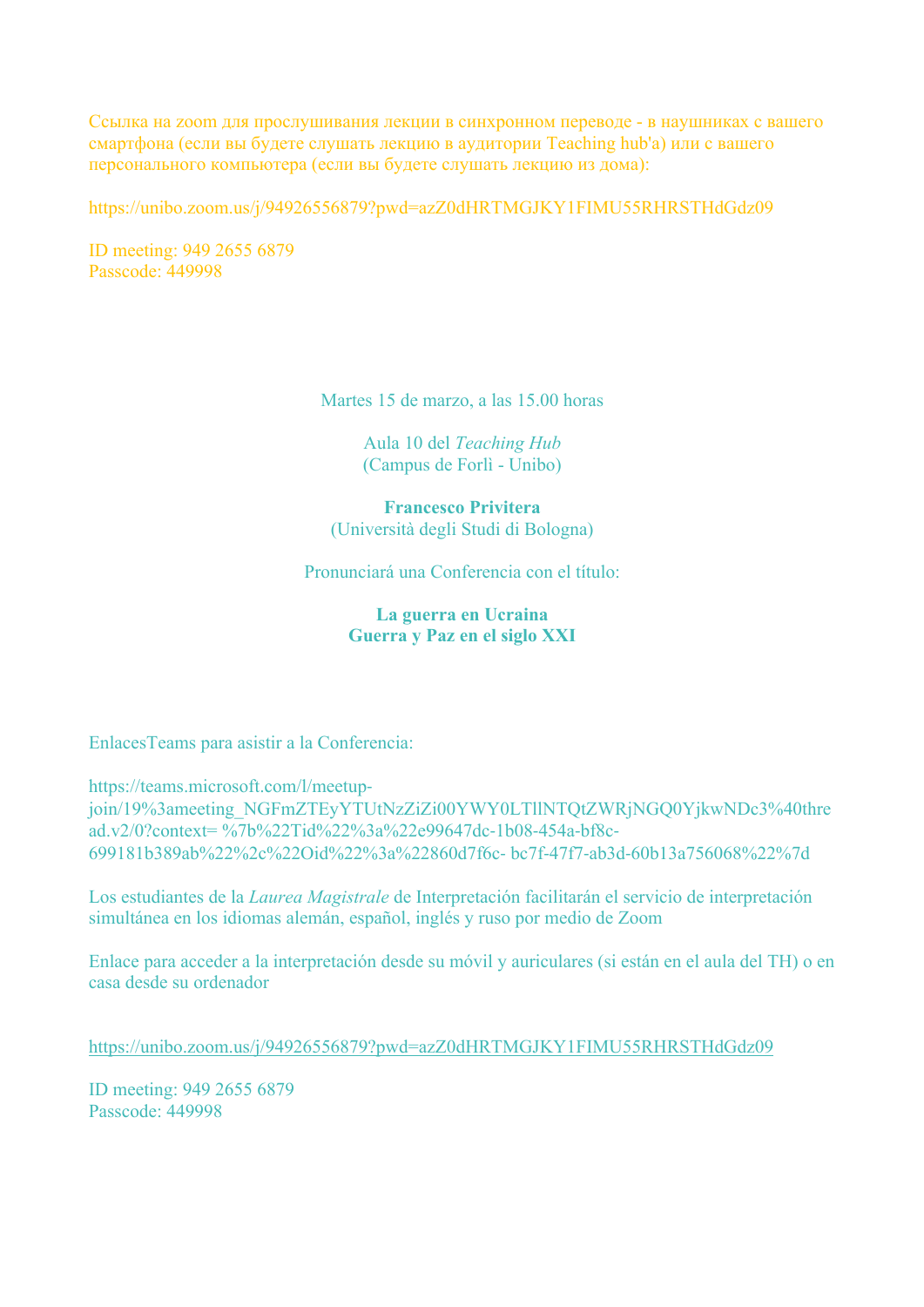Ссылка на zoom для прослушивания лекции в синхронном переводе - в наушниках с вашего смартфона (если вы будете слушать лекцию в аудитории Teaching hub'a) или с вашего персонального компьютера (если вы будете слушать лекцию из дома):

https://unibo.zoom.us/j/94926556879?pwd=azZ0dHRTMGJKY1FIMU55RHRSTHdGdz09

ID meeting: 949 2655 6879
Passcode: 449998

Martes 15 de marzo, a las 15.00 horas

Aula 10 del *Teaching Hub*
(Campus de Forlì - Unibo)

**Francesco Privitera**
(Università degli Studi di Bologna)

Pronunciará una Conferencia con el título:

**La guerra en Ucraina**
**Guerra y Paz en el siglo XXI**

EnlacesTeams para asistir a la Conferencia:

https://teams.microsoft.com/l/meetup-join/19%3ameeting_NGFmZTEyYTUtNzZiZi00YWY0LTllNTQtZWRjNGQ0YjkwNDc3%40thread.v2/0?context= %7b%22Tid%22%3a%22e99647dc-1b08-454a-bf8c-699181b389ab%22%2c%22Oid%22%3a%22860d7f6c- bc7f-47f7-ab3d-60b13a756068%22%7d

Los estudiantes de la *Laurea Magistrale* de Interpretación facilitarán el servicio de interpretación simultánea en los idiomas alemán, español, inglés y ruso por medio de Zoom

Enlace para acceder a la interpretación desde su móvil y auriculares (si están en el aula del TH) o en casa desde su ordenador

https://unibo.zoom.us/j/94926556879?pwd=azZ0dHRTMGJKY1FIMU55RHRSTHdGdz09

ID meeting: 949 2655 6879
Passcode: 449998